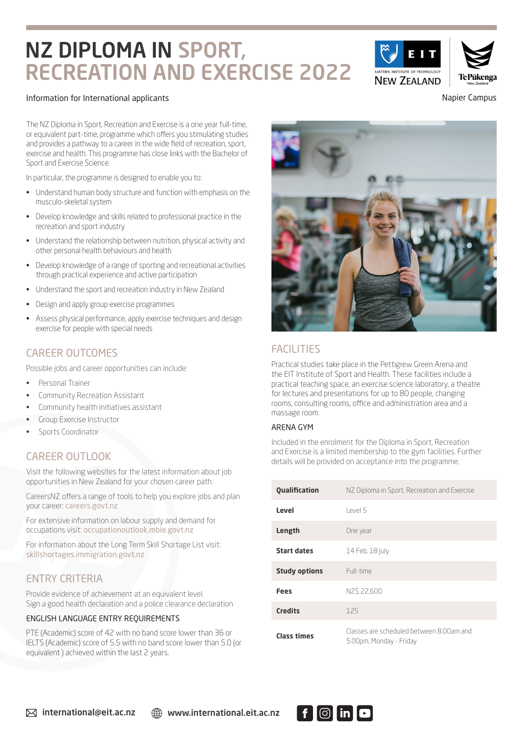# NZ DIPLOMA IN SPORT, RECREATION AND EXERCISE 2022

Information for International applicants

Napier Campus

The NZ Diploma in Sport, Recreation and Exercise is a one year full-time, or equivalent part-time, programme which offers you stimulating studies and provides a pathway to a career in the wide field of recreation, sport, exercise and health. This programme has close links with the Bachelor of Sport and Exercise Science.

In particular, the programme is designed to enable you to:

- Understand human body structure and function with emphasis on the musculo-skeletal system
- Develop knowledge and skills related to professional practice in the recreation and sport industry
- Understand the relationship between nutrition, physical activity and other personal health behaviours and health
- Develop knowledge of a range of sporting and recreational activities through practical experience and active participation
- Understand the sport and recreation industry in New Zealand
- Design and apply group exercise programmes
- Assess physical performance, apply exercise techniques and design exercise for people with special needs

## CAREER OUTCOMES

Possible jobs and career opportunities can include:

- Personal Trainer
- Community Recreation Assistant
- Community health initiatives assistant
- Group Exercise Instructor
- Sports Coordinator

## CAREER OUTLOOK

Visit the following websites for the latest information about job opportunities in New Zealand for your chosen career path.

CareersNZ offers a range of tools to help you explore jobs and plan your career: careers.govt.nz

For extensive information on labour supply and demand for occupations visit: occupationoutlook.mbie.govt.nz

For information about the Long Term Skill Shortage List visit: skillshortages.immigration.govt.nz

## ENTRY CRITERIA

Provide evidence of achievement at an equivalent level.
Sign a good health declaration and a police clearance declaration

### ENGLISH LANGUAGE ENTRY REQUIREMENTS

PTE (Academic) score of 42 with no band score lower than 36 or IELTS (Academic) score of 5.5 with no band score lower than 5.0 (or equivalent ) achieved within the last 2 years.

## FACILITIES

Practical studies take place in the Pettigrew Green Arena and the EIT Institute of Sport and Health. These facilities include a practical teaching space, an exercise science laboratory, a theatre for lectures and presentations for up to 80 people, changing rooms, consulting rooms, office and administration area and a massage room.

### ARENA GYM

Included in the enrolment for the Diploma in Sport, Recreation and Exercise is a limited membership to the gym facilities. Further details will be provided on acceptance into the programme.

| | |
|---|---|
| **Qualification** | NZ Diploma in Sport, Recreation and Exercise |
| **Level** | Level 5 |
| **Length** | One year |
| **Start dates** | 14 Feb, 18 July |
| **Study options** | Full-time |
| **Fees** | NZ$ 22,600 |
| **Credits** | 125 |
| **Class times** | Classes are scheduled between 8.00am and 5.00pm, Monday - Friday |

international@eit.ac.nz www.international.eit.ac.nz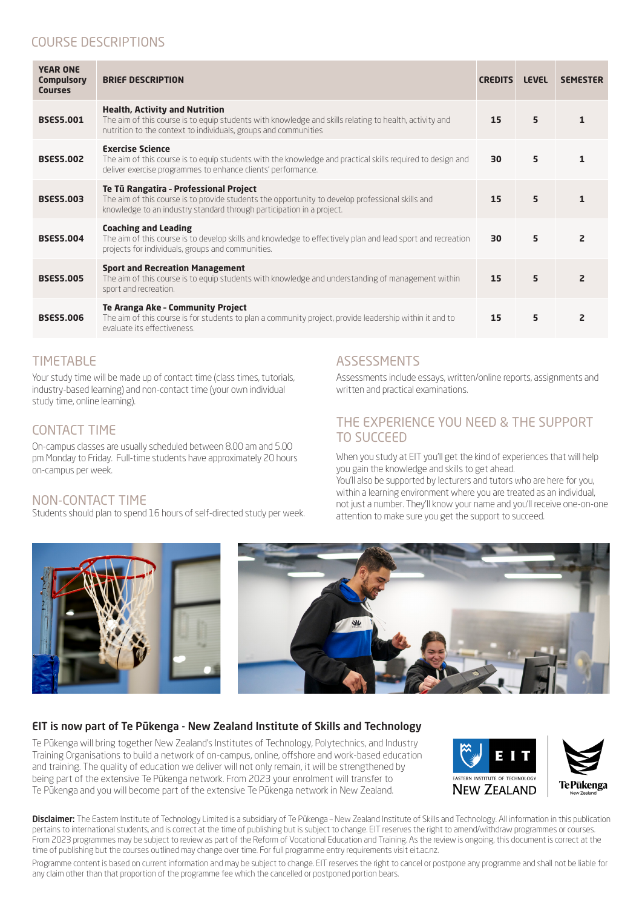## COURSE DESCRIPTIONS

| YEAR ONE Compulsory Courses | BRIEF DESCRIPTION | CREDITS | LEVEL | SEMESTER |
|---|---|---|---|---|
| **BSES5.001** | **Health, Activity and Nutrition** The aim of this course is to equip students with knowledge and skills relating to health, activity and nutrition to the context to individuals, groups and communities | 15 | 5 | 1 |
| **BSES5.002** | **Exercise Science** The aim of this course is to equip students with the knowledge and practical skills required to design and deliver exercise programmes to enhance clients' performance. | 30 | 5 | 1 |
| **BSES5.003** | **Te Tū Rangatira - Professional Project** The aim of this course is to provide students the opportunity to develop professional skills and knowledge to an industry standard through participation in a project. | 15 | 5 | 1 |
| **BSES5.004** | **Coaching and Leading** The aim of this course is to develop skills and knowledge to effectively plan and lead sport and recreation projects for individuals, groups and communities. | 30 | 5 | 2 |
| **BSES5.005** | **Sport and Recreation Management** The aim of this course is to equip students with knowledge and understanding of management within sport and recreation. | 15 | 5 | 2 |
| **BSES5.006** | **Te Aranga Ake - Community Project** The aim of this course is for students to plan a community project, provide leadership within it and to evaluate its effectiveness. | 15 | 5 | 2 |

## TIMETABLE

Your study time will be made up of contact time (class times, tutorials, industry-based learning) and non-contact time (your own individual study time, online learning).

## CONTACT TIME

On-campus classes are usually scheduled between 8.00 am and 5.00 pm Monday to Friday. Full-time students have approximately 20 hours on-campus per week.

## NON-CONTACT TIME

Students should plan to spend 16 hours of self-directed study per week.

## ASSESSMENTS

Assessments include essays, written/online reports, assignments and written and practical examinations.

## THE EXPERIENCE YOU NEED & THE SUPPORT TO SUCCEED

When you study at EIT you'll get the kind of experiences that will help you gain the knowledge and skills to get ahead.
You'll also be supported by lecturers and tutors who are here for you, within a learning environment where you are treated as an individual, not just a number. They'll know your name and you'll receive one-on-one attention to make sure you get the support to succeed.

### EIT is now part of Te Pūkenga - New Zealand Institute of Skills and Technology

Te Pūkenga will bring together New Zealand's Institutes of Technology, Polytechnics, and Industry Training Organisations to build a network of on-campus, online, offshore and work-based education and training. The quality of education we deliver will not only remain, it will be strengthened by being part of the extensive Te Pūkenga network. From 2023 your enrolment will transfer to Te Pūkenga and you will become part of the extensive Te Pūkenga network in New Zealand.

EIT EASTERN INSTITUTE OF TECHNOLOGY NEW ZEALAND

Te Pūkenga New Zealand

**Disclaimer:** The Eastern Institute of Technology Limited is a subsidiary of Te Pūkenga – New Zealand Institute of Skills and Technology. All information in this publication pertains to international students, and is correct at the time of publishing but is subject to change. EIT reserves the right to amend/withdraw programmes or courses. From 2023 programmes may be subject to review as part of the Reform of Vocational Education and Training. As the review is ongoing, this document is correct at the time of publishing but the courses outlined may change over time. For full programme entry requirements visit eit.ac.nz.

Programme content is based on current information and may be subject to change. EIT reserves the right to cancel or postpone any programme and shall not be liable for any claim other than that proportion of the programme fee which the cancelled or postponed portion bears.